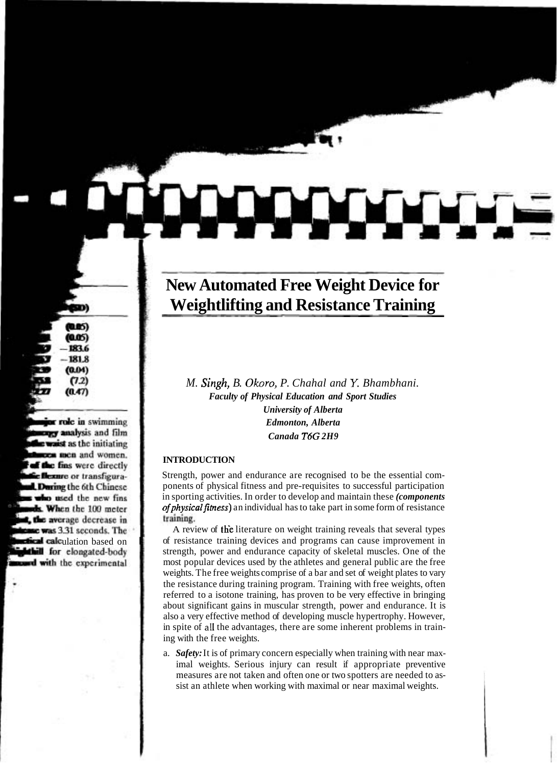# New Automated Free Weight Device for Weightlifting and Resistance Training

*M. Singh, B. Okoro, P. Chahal and Y. Bhambhani.*
***Faculty of Physical Education and Sport Studies***
***University of Alberta***
***Edmonton, Alberta***
***Canada T6G 2H9***

## INTRODUCTION

Strength, power and endurance are recognised to be the essential components of physical fitness and pre-requisites to successful participation in sporting activities. In order to develop and maintain these ***(components of physical fitness)*** an individual has to take part in some form of resistance training.

A review of the literature on weight training reveals that several types of resistance training devices and programs can cause improvement in strength, power and endurance capacity of skeletal muscles. One of the most popular devices used by the athletes and general public are the free weights. The free weights comprise of a bar and set of weight plates to vary the resistance during training program. Training with free weights, often referred to a isotone training, has proven to be very effective in bringing about significant gains in muscular strength, power and endurance. It is also a very effective method of developing muscle hypertrophy. However, in spite of all the advantages, there are some inherent problems in training with the free weights.

a. ***Safety:*** It is of primary concern especially when training with near maximal weights. Serious injury can result if appropriate preventive measures are not taken and often one or two spotters are needed to assist an athlete when working with maximal or near maximal weights.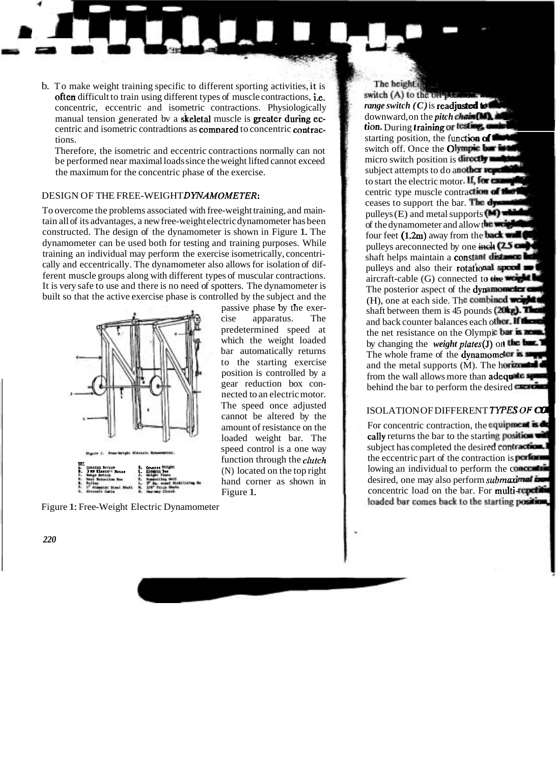b. To make weight training specific to different sporting activities, it is often difficult to train using different types of muscle contractions, i.e. concentric, eccentric and isometric contractions. Physiologically manual tension generated by a skeletal muscle is greater during eccentric and isometric contradtions as compared to concentric contractions.

Therefore, the isometric and eccentric contractions normally can not be performed near maximal loads since the weight lifted cannot exceed the maximum for the concentric phase of the exercise.

## DESIGN OF THE FREE-WEIGHT *DYNAMOMETER*:

To overcome the problems associated with free-weight training, and maintain all of its advantages, a new free-weight electric dynamometer has been constructed. The design of the dynamometer is shown in Figure 1. The dynamometer can be used both for testing and training purposes. While training an individual may perform the exercise isometrically, concentrically and eccentrically. The dynamometer also allows for isolation of different muscle groups along with different types of muscular contractions. It is very safe to use and there is no need of spotters. The dynamometer is built so that the active exercise phase is controlled by the subject and the passive phase by the exercise apparatus. The predetermined speed at which the weight loaded bar automatically returns to the starting exercise position is controlled by a gear reduction box connected to an electric motor. The speed once adjusted cannot be altered by the amount of resistance on the loaded weight bar. The speed control is a one way function through the *clutch* (N) located on the top right hand corner as shown in Figure 1.

Figure 1: Free-Weight Electric Dynamometer

The height of ... switch (A) to the off position ... *range switch (C)* is readjusted to ... downward, on the *pitch chain* (M) ... tion. During training or testing, ... starting position, the function of ... switch off. Once the Olympic bar is ... micro switch position is directly ... subject attempts to do another repetition ... to start the electric motor. If, for example ... centric type muscle contraction of the ... ceases to support the bar. The dynamometer ... pulleys (E) and metal supports (M) ... of the dynamometer and allow the weight ... four feet (1.2m) away from the back wall ... pulleys are connected by one inch (2.5 cm) ... shaft helps maintain a constant distance ... pulleys and also their rotational speed ... aircraft-cable (G) connected to the weight ... The posterior aspect of the dynamometer ... (H), one at each side. The combined weight ... shaft between them is 45 pounds (20kg). The ... and back counter balances each other. If the ... the net resistance on the Olympic bar is zero ... by changing the *weight plates* (J) on the bar. ... The whole frame of the dynamometer is supported ... and the metal supports (M). The horizontal ... from the wall allows more than adequate space ... behind the bar to perform the desired exercise.

## ISOLATION OF DIFFERENT *TYPES OF CO*...

For concentric contraction, the equipment is ... cally returns the bar to the starting position ... subject has completed the desired contraction ... the eccentric part of the contraction is performed ... lowing an individual to perform the concentric ... desired, one may also perform *submaximal* ... concentric load on the bar. For multi-repetition ... loaded bar comes back to the starting position ...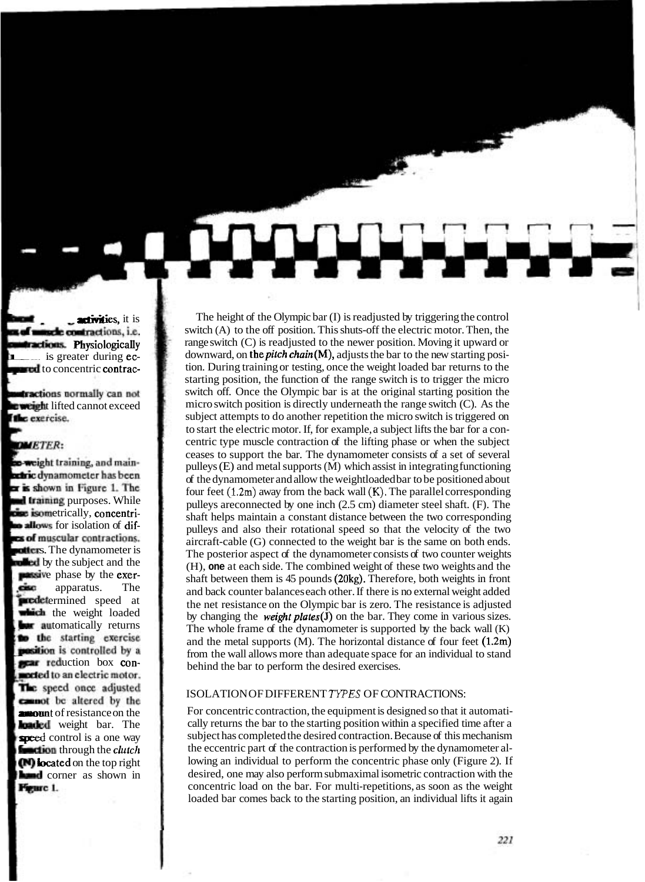...activities, it is ...s of muscle contractions, i.e. ...contractions. Physiologically ... is greater during eccentric ...pared to concentric contrac-...

...contractions normally can not ...weight lifted cannot exceed ...the exercise.

## ...OMETER:

...e-weight training, and main-...tric dynamometer has been ...r is shown in Figure 1. The ...d training purposes. While ...cise isometrically, concentri-...o allows for isolation of dif-...es of muscular contractions. ...otters. The dynamometer is ...olled by the subject and the passive phase by the exercise apparatus. The predetermined speed at which the weight loaded bar automatically returns to the starting exercise position is controlled by a gear reduction box connected to an electric motor. The speed once adjusted cannot be altered by the amount of resistance on the loaded weight bar. The speed control is a one way function through the *clutch* (N) located on the top right hand corner as shown in Figure 1.

The height of the Olympic bar (I) is readjusted by triggering the control switch (A) to the off position. This shuts-off the electric motor. Then, the range switch (C) is readjusted to the newer position. Moving it upward or downward, on the *pitch chain* (M), adjusts the bar to the new starting position. During training or testing, once the weight loaded bar returns to the starting position, the function of the range switch is to trigger the micro switch off. Once the Olympic bar is at the original starting position the micro switch position is directly underneath the range switch (C). As the subject attempts to do another repetition the micro switch is triggered on to start the electric motor. If, for example, a subject lifts the bar for a concentric type muscle contraction of the lifting phase or when the subject ceases to support the bar. The dynamometer consists of a set of several pulleys (E) and metal supports (M) which assist in integrating functioning of the dynamometer and allow the weightloaded bar to be positioned about four feet (1.2m) away from the back wall (K). The parallel corresponding pulleys areconnected by one inch (2.5 cm) diameter steel shaft. (F). The shaft helps maintain a constant distance between the two corresponding pulleys and also their rotational speed so that the velocity of the two aircraft-cable (G) connected to the weight bar is the same on both ends. The posterior aspect of the dynamometer consists of two counter weights (H), **one** at each side. The combined weight of these two weights and the shaft between them is 45 pounds (20kg). Therefore, both weights in front and back counter balances each other. If there is no external weight added the net resistance on the Olympic bar is zero. The resistance is adjusted by changing the *weight plates* (J) on the bar. They come in various sizes. The whole frame of the dynamometer is supported by the back wall (K) and the metal supports (M). The horizontal distance of four feet (1.2m) from the wall allows more than adequate space for an individual to stand behind the bar to perform the desired exercises.

## ISOLATION OF DIFFERENT *TYPES* OF CONTRACTIONS:

For concentric contraction, the equipment is designed so that it automatically returns the bar to the starting position within a specified time after a subject has completed the desired contraction. Because of this mechanism the eccentric part of the contraction is performed by the dynamometer allowing an individual to perform the concentric phase only (Figure 2). If desired, one may also perform submaximal isometric contraction with the concentric load on the bar. For multi-repetitions, as soon as the weight loaded bar comes back to the starting position, an individual lifts it again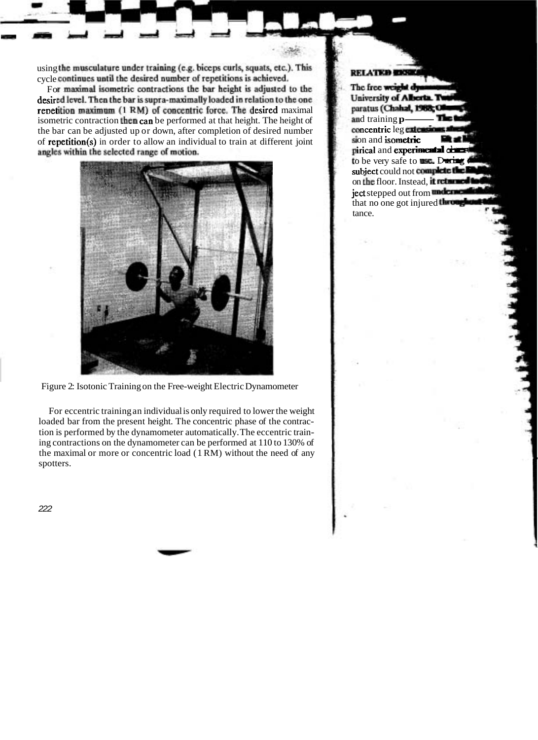using the musculature under training (e.g. biceps curls, squats, etc.). This cycle continues until the desired number of repetitions is achieved.

For maximal isometric contractions the bar height is adjusted to the desired level. Then the bar is supra-maximally loaded in relation to the one repetition maximum (1 RM) of concentric force. The desired maximal isometric contraction then can be performed at that height. The height of the bar can be adjusted up or down, after completion of desired number of repetition(s) in order to allow an individual to train at different joint angles within the selected range of motion.

Figure 2: Isotonic Training on the Free-weight Electric Dynamometer

For eccentric training an individual is only required to lower the weight loaded bar from the present height. The concentric phase of the contraction is performed by the dynamometer automatically. The eccentric training contractions on the dynamometer can be performed at 110 to 130% of the maximal or more or concentric load (1 RM) without the need of any spotters.

**RELATED RESEARCH**

The free weight dynamometer ... University of Alberta. ... paratus (Chahal, 1988; ... and training p... concentric leg extensions ... sion and isometric ... pirical and experimental ... to be very safe to use. During ... subject could not complete the ... on the floor. Instead, it returned to ... ject stepped out from underneath ... that no one got injured throughout ... tance.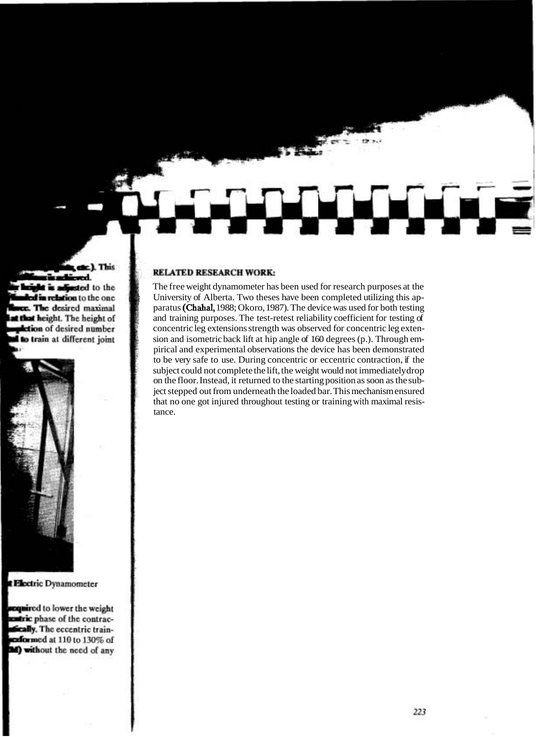## RELATED RESEARCH WORK:

The free weight dynamometer has been used for research purposes at the University of Alberta. Two theses have been completed utilizing this apparatus (Chahal, 1988; Okoro, 1987). The device was used for both testing and training purposes. The test-retest reliability coefficient for testing of concentric leg extensions strength was observed for concentric leg extension and isometric back lift at hip angle of 160 degrees (p.). Through empirical and experimental observations the device has been demonstrated to be very safe to use. During concentric or eccentric contraction, if the subject could not complete the lift, the weight would not immediately drop on the floor. Instead, it returned to the starting position as soon as the subject stepped out from underneath the loaded bar. This mechanism ensured that no one got injured throughout testing or training with maximal resistance.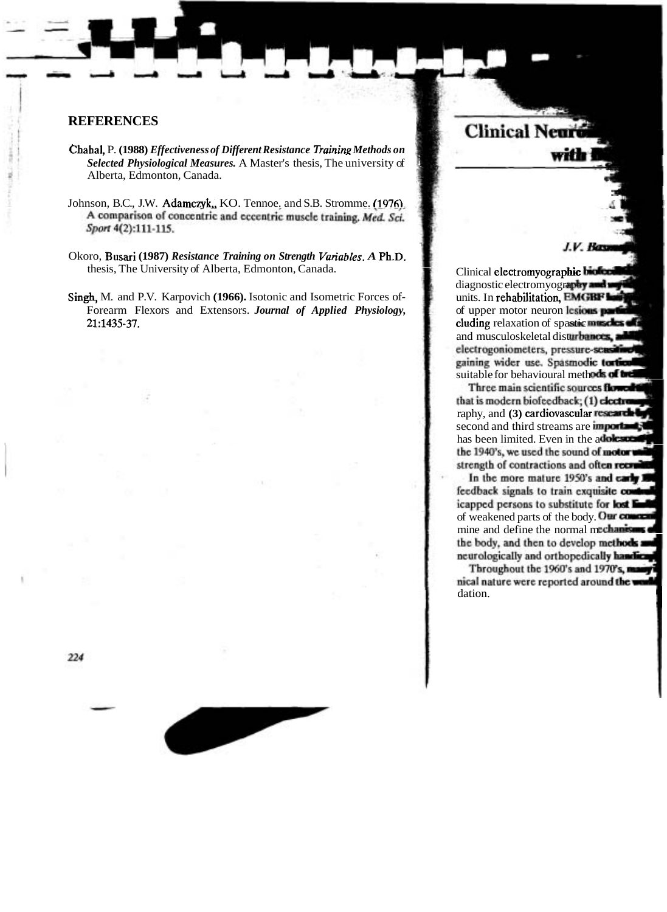## REFERENCES

Chahal, P. **(1988)** ***Effectiveness of Different Resistance Training Methods on Selected Physiological Measures.*** A Master's thesis, The university of Alberta, Edmonton, Canada.

Johnson, B.C., J.W. Adamczyk., KO. Tennoe, and S.B. Stromme. (1976). A comparison of concentric and eccentric muscle training. *Med. Sci. Sport* 4(2):111-115.

Okoro, Busari **(1987)** ***Resistance Training on Strength Variables. A* Ph.D.** thesis, The University of Alberta, Edmonton, Canada.

Singh, M. and P.V. Karpovich **(1966).** Isotonic and Isometric Forces of Forearm Flexors and Extensors. ***Journal of Applied Physiology,*** 21:1435-37.